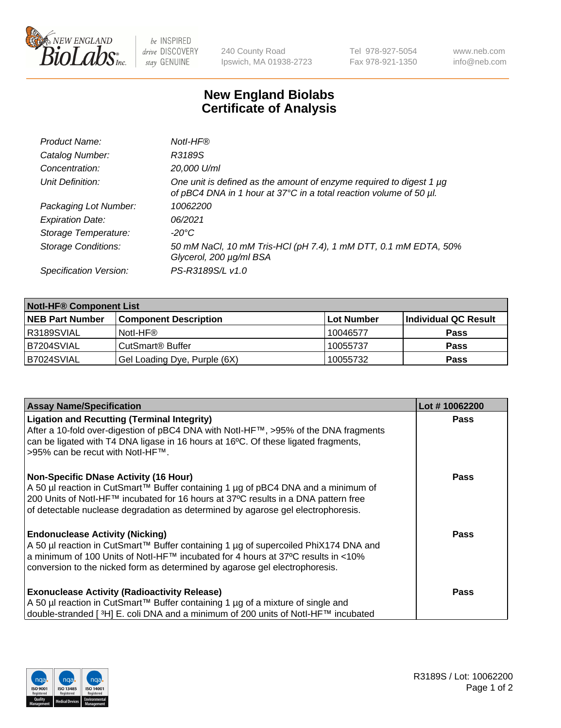NEW ENGLAND BioLabs Inc. — be INSPIRED drive DISCOVERY stay GENUINE

240 County Road
Ipswich, MA 01938-2723

Tel 978-927-5054
Fax 978-921-1350

www.neb.com
info@neb.com

# New England Biolabs
# Certificate of Analysis

| | |
|---|---|
| *Product Name:* | *NotI-HF®* |
| *Catalog Number:* | *R3189S* |
| *Concentration:* | *20,000 U/ml* |
| *Unit Definition:* | *One unit is defined as the amount of enzyme required to digest 1 µg of pBC4 DNA in 1 hour at 37°C in a total reaction volume of 50 µl.* |
| *Packaging Lot Number:* | *10062200* |
| *Expiration Date:* | *06/2021* |
| *Storage Temperature:* | *-20°C* |
| *Storage Conditions:* | *50 mM NaCl, 10 mM Tris-HCl (pH 7.4), 1 mM DTT, 0.1 mM EDTA, 50% Glycerol, 200 µg/ml BSA* |
| *Specification Version:* | *PS-R3189S/L v1.0* |

| NotI-HF® Component List | | | |
|---|---|---|---|
| **NEB Part Number** | **Component Description** | **Lot Number** | **Individual QC Result** |
| R3189SVIAL | NotI-HF® | 10046577 | **Pass** |
| B7204SVIAL | CutSmart® Buffer | 10055737 | **Pass** |
| B7024SVIAL | Gel Loading Dye, Purple (6X) | 10055732 | **Pass** |

| Assay Name/Specification | Lot # 10062200 |
|---|---|
| **Ligation and Recutting (Terminal Integrity)** After a 10-fold over-digestion of pBC4 DNA with NotI-HF™, >95% of the DNA fragments can be ligated with T4 DNA ligase in 16 hours at 16ºC. Of these ligated fragments, >95% can be recut with NotI-HF™. | **Pass** |
| **Non-Specific DNase Activity (16 Hour)** A 50 µl reaction in CutSmart™ Buffer containing 1 µg of pBC4 DNA and a minimum of 200 Units of NotI-HF™ incubated for 16 hours at 37ºC results in a DNA pattern free of detectable nuclease degradation as determined by agarose gel electrophoresis. | **Pass** |
| **Endonuclease Activity (Nicking)** A 50 µl reaction in CutSmart™ Buffer containing 1 µg of supercoiled PhiX174 DNA and a minimum of 100 Units of NotI-HF™ incubated for 4 hours at 37ºC results in <10% conversion to the nicked form as determined by agarose gel electrophoresis. | **Pass** |
| **Exonuclease Activity (Radioactivity Release)** A 50 µl reaction in CutSmart™ Buffer containing 1 µg of a mixture of single and double-stranded [ $^3$H] E. coli DNA and a minimum of 200 units of NotI-HF™ incubated | **Pass** |

R3189S / Lot: 10062200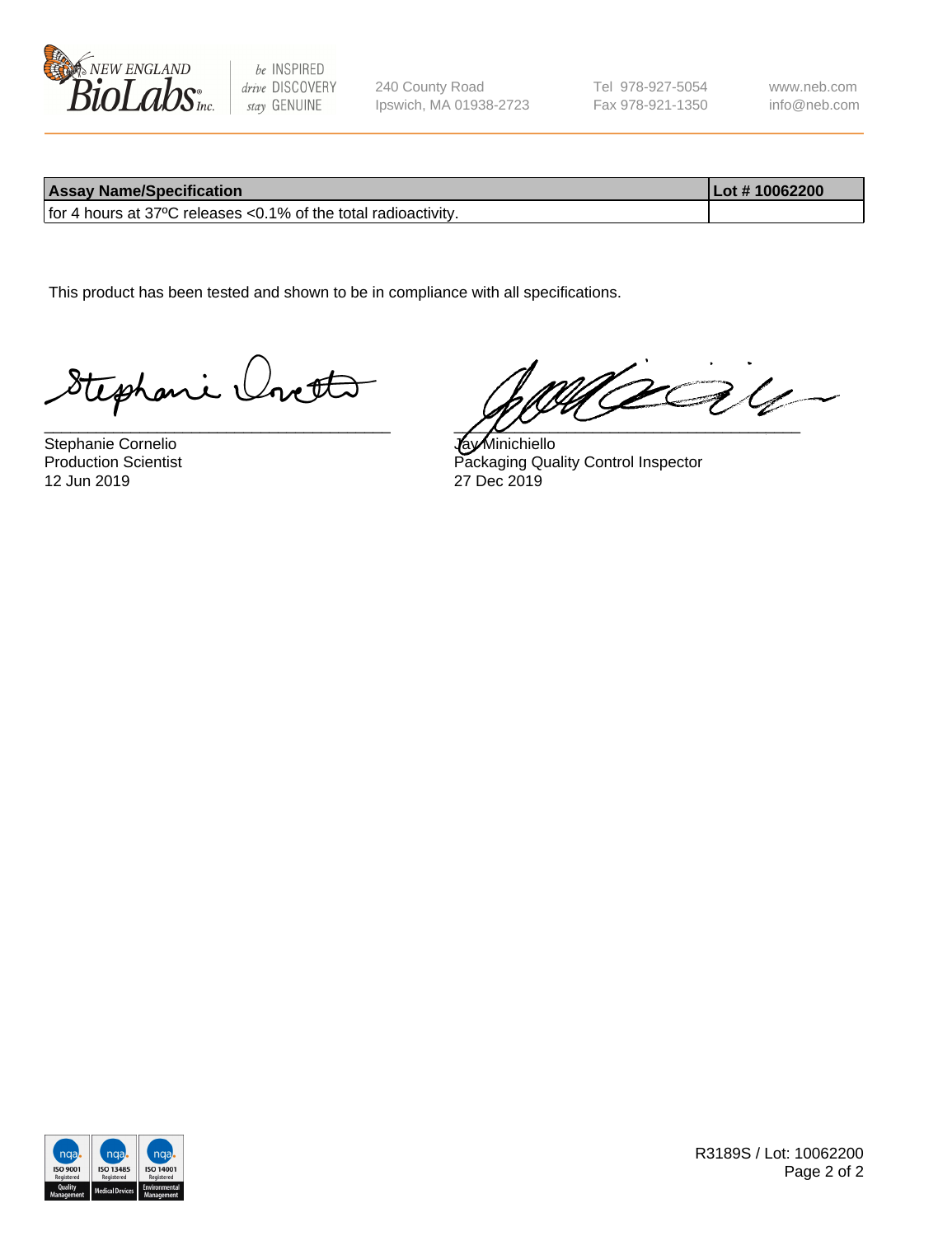| Assay Name/Specification | Lot # 10062200 |
| --- | --- |
| for 4 hours at 37ºC releases <0.1% of the total radioactivity. | |

This product has been tested and shown to be in compliance with all specifications.

Stephanie Cornelio
Production Scientist
12 Jun 2019

Jay Minichiello
Packaging Quality Control Inspector
27 Dec 2019

R3189S / Lot: 10062200